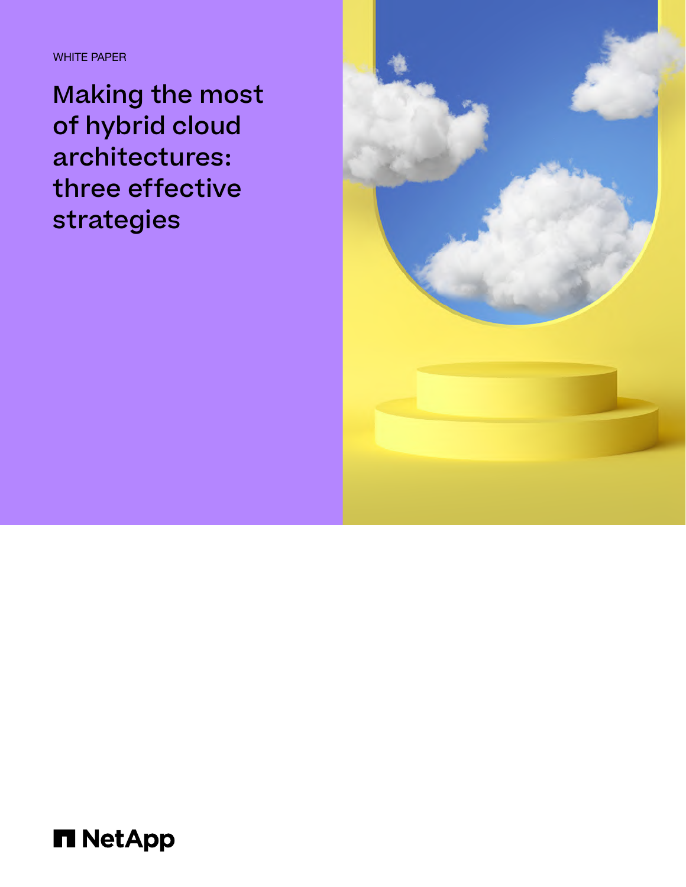WHITE PAPER

# Making the most of hybrid cloud architectures: three effective strategies

NetApp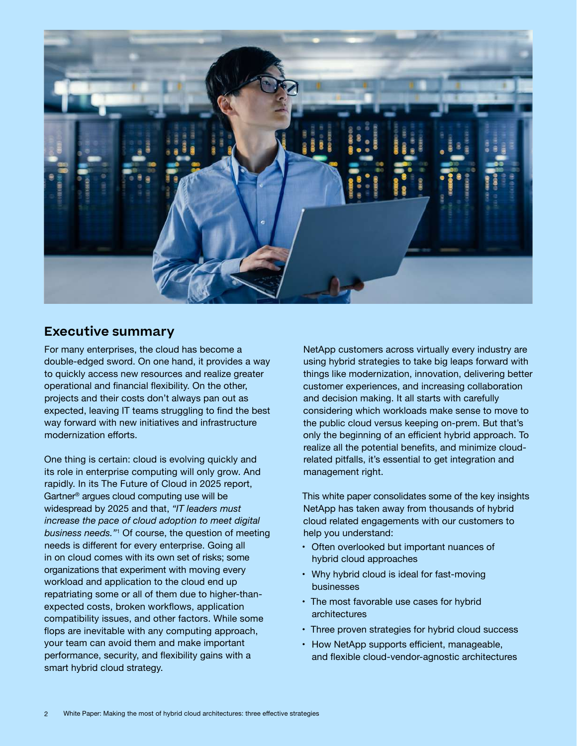## Executive summary

For many enterprises, the cloud has become a double-edged sword. On one hand, it provides a way to quickly access new resources and realize greater operational and financial flexibility. On the other, projects and their costs don't always pan out as expected, leaving IT teams struggling to find the best way forward with new initiatives and infrastructure modernization efforts.

One thing is certain: cloud is evolving quickly and its role in enterprise computing will only grow. And rapidly. In its The Future of Cloud in 2025 report, Gartner® argues cloud computing use will be widespread by 2025 and that, *"IT leaders must increase the pace of cloud adoption to meet digital business needs."*[1] Of course, the question of meeting needs is different for every enterprise. Going all in on cloud comes with its own set of risks; some organizations that experiment with moving every workload and application to the cloud end up repatriating some or all of them due to higher-than-expected costs, broken workflows, application compatibility issues, and other factors. While some flops are inevitable with any computing approach, your team can avoid them and make important performance, security, and flexibility gains with a smart hybrid cloud strategy.

NetApp customers across virtually every industry are using hybrid strategies to take big leaps forward with things like modernization, innovation, delivering better customer experiences, and increasing collaboration and decision making. It all starts with carefully considering which workloads make sense to move to the public cloud versus keeping on-prem. But that's only the beginning of an efficient hybrid approach. To realize all the potential benefits, and minimize cloud-related pitfalls, it's essential to get integration and management right.

This white paper consolidates some of the key insights NetApp has taken away from thousands of hybrid cloud related engagements with our customers to help you understand:

- Often overlooked but important nuances of hybrid cloud approaches
- Why hybrid cloud is ideal for fast-moving businesses
- The most favorable use cases for hybrid architectures
- Three proven strategies for hybrid cloud success
- How NetApp supports efficient, manageable, and flexible cloud-vendor-agnostic architectures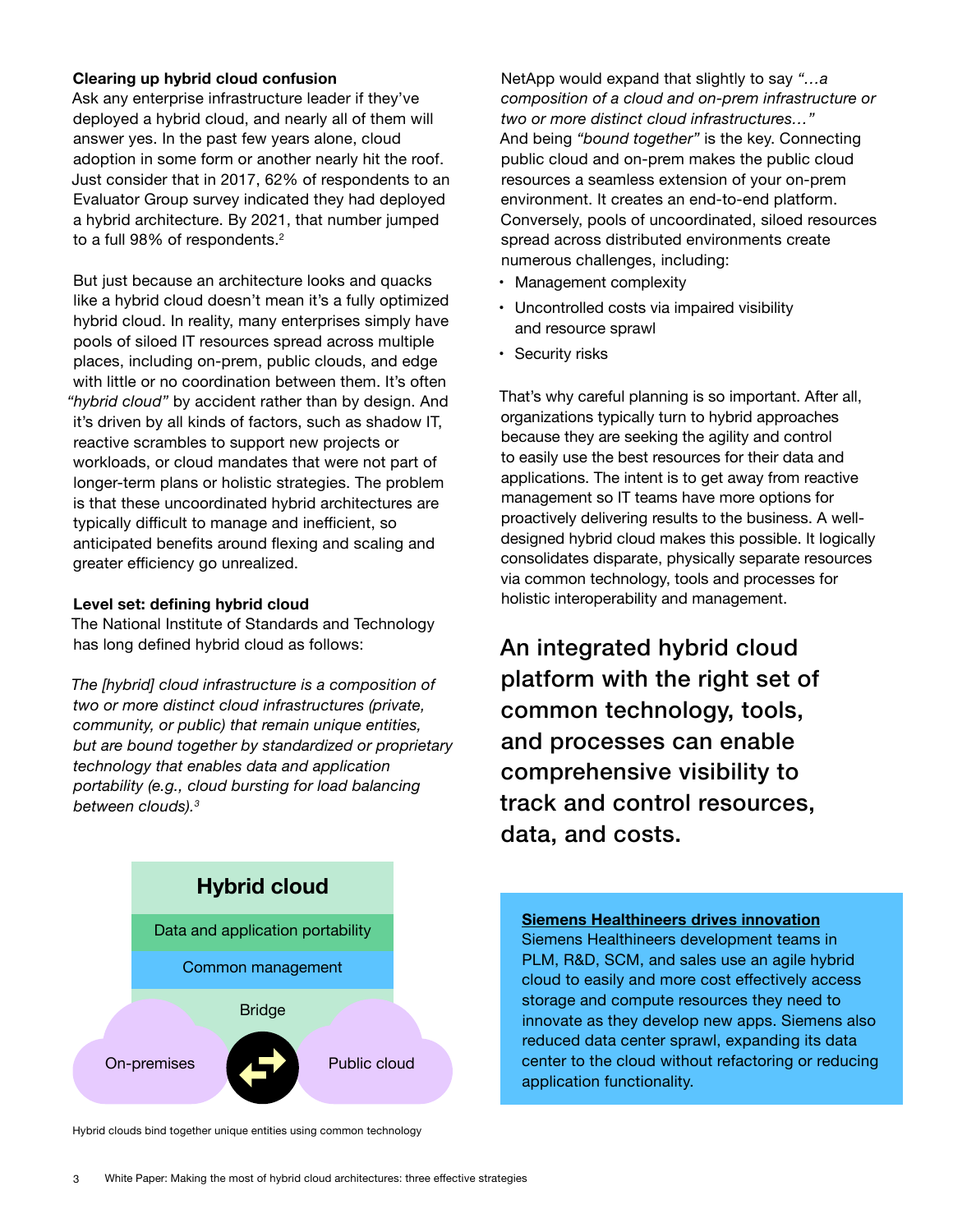### Clearing up hybrid cloud confusion

Ask any enterprise infrastructure leader if they've deployed a hybrid cloud, and nearly all of them will answer yes. In the past few years alone, cloud adoption in some form or another nearly hit the roof. Just consider that in 2017, 62% of respondents to an Evaluator Group survey indicated they had deployed a hybrid architecture. By 2021, that number jumped to a full 98% of respondents.[2]

But just because an architecture looks and quacks like a hybrid cloud doesn't mean it's a fully optimized hybrid cloud. In reality, many enterprises simply have pools of siloed IT resources spread across multiple places, including on-prem, public clouds, and edge with little or no coordination between them. It's often *"hybrid cloud"* by accident rather than by design. And it's driven by all kinds of factors, such as shadow IT, reactive scrambles to support new projects or workloads, or cloud mandates that were not part of longer-term plans or holistic strategies. The problem is that these uncoordinated hybrid architectures are typically difficult to manage and inefficient, so anticipated benefits around flexing and scaling and greater efficiency go unrealized.

### Level set: defining hybrid cloud

The National Institute of Standards and Technology has long defined hybrid cloud as follows:

*The [hybrid] cloud infrastructure is a composition of two or more distinct cloud infrastructures (private, community, or public) that remain unique entities, but are bound together by standardized or proprietary technology that enables data and application portability (e.g., cloud bursting for load balancing between clouds).[3]*

**Hybrid cloud**

Data and application portability

Common management

Bridge

On-premises | Public cloud

Hybrid clouds bind together unique entities using common technology

NetApp would expand that slightly to say *"…a composition of a cloud and on-prem infrastructure or two or more distinct cloud infrastructures…"* And being *"bound together"* is the key. Connecting public cloud and on-prem makes the public cloud resources a seamless extension of your on-prem environment. It creates an end-to-end platform. Conversely, pools of uncoordinated, siloed resources spread across distributed environments create numerous challenges, including:

- Management complexity
- Uncontrolled costs via impaired visibility and resource sprawl
- Security risks

That's why careful planning is so important. After all, organizations typically turn to hybrid approaches because they are seeking the agility and control to easily use the best resources for their data and applications. The intent is to get away from reactive management so IT teams have more options for proactively delivering results to the business. A well-designed hybrid cloud makes this possible. It logically consolidates disparate, physically separate resources via common technology, tools and processes for holistic interoperability and management.

## An integrated hybrid cloud platform with the right set of common technology, tools, and processes can enable comprehensive visibility to track and control resources, data, and costs.

**Siemens Healthineers drives innovation**

Siemens Healthineers development teams in PLM, R&D, SCM, and sales use an agile hybrid cloud to easily and more cost effectively access storage and compute resources they need to innovate as they develop new apps. Siemens also reduced data center sprawl, expanding its data center to the cloud without refactoring or reducing application functionality.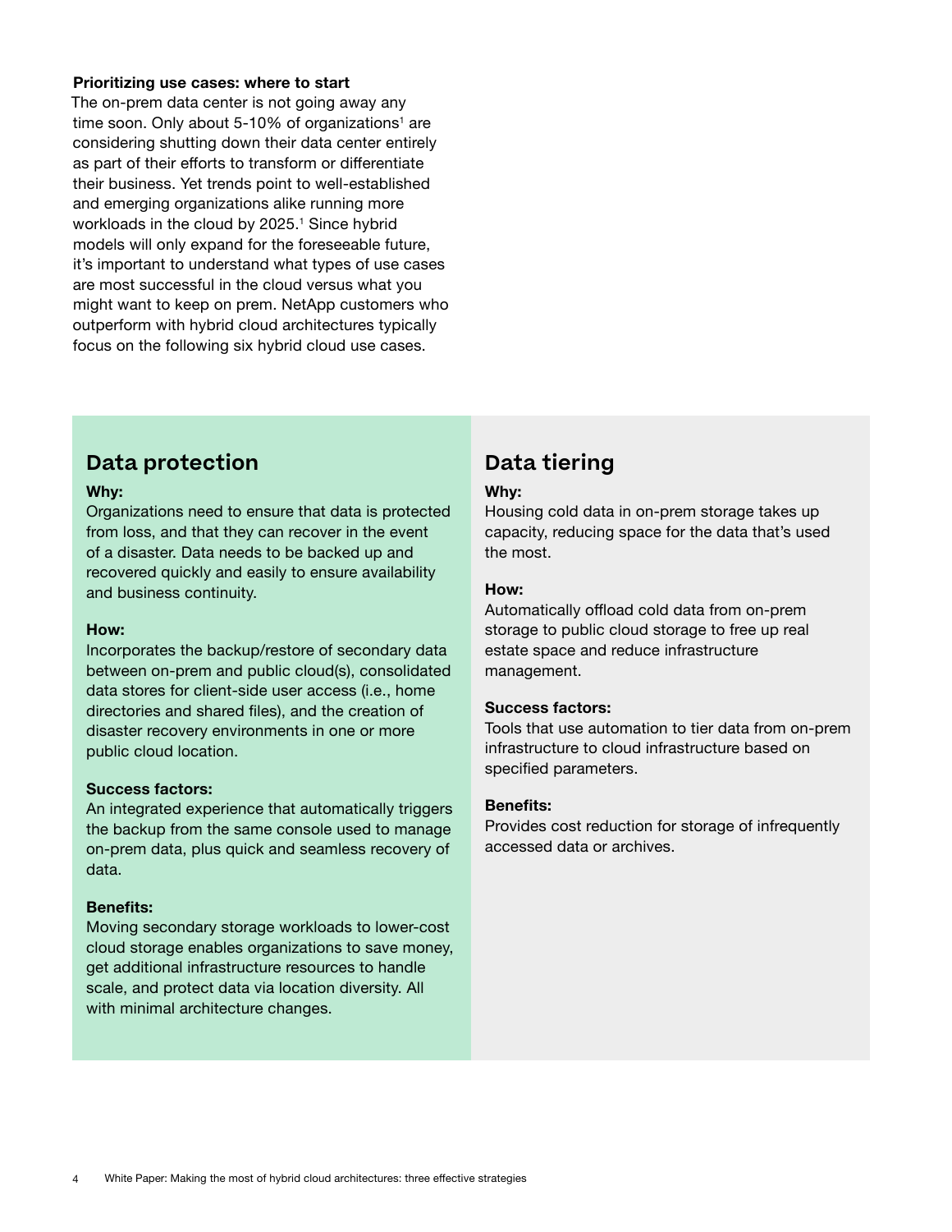**Prioritizing use cases: where to start**

The on-prem data center is not going away any time soon. Only about 5-10% of organizations[1] are considering shutting down their data center entirely as part of their efforts to transform or differentiate their business. Yet trends point to well-established and emerging organizations alike running more workloads in the cloud by 2025.[1] Since hybrid models will only expand for the foreseeable future, it's important to understand what types of use cases are most successful in the cloud versus what you might want to keep on prem. NetApp customers who outperform with hybrid cloud architectures typically focus on the following six hybrid cloud use cases.

## Data protection

**Why:**
Organizations need to ensure that data is protected from loss, and that they can recover in the event of a disaster. Data needs to be backed up and recovered quickly and easily to ensure availability and business continuity.

**How:**
Incorporates the backup/restore of secondary data between on-prem and public cloud(s), consolidated data stores for client-side user access (i.e., home directories and shared files), and the creation of disaster recovery environments in one or more public cloud location.

**Success factors:**
An integrated experience that automatically triggers the backup from the same console used to manage on-prem data, plus quick and seamless recovery of data.

**Benefits:**
Moving secondary storage workloads to lower-cost cloud storage enables organizations to save money, get additional infrastructure resources to handle scale, and protect data via location diversity. All with minimal architecture changes.

## Data tiering

**Why:**
Housing cold data in on-prem storage takes up capacity, reducing space for the data that's used the most.

**How:**
Automatically offload cold data from on-prem storage to public cloud storage to free up real estate space and reduce infrastructure management.

**Success factors:**
Tools that use automation to tier data from on-prem infrastructure to cloud infrastructure based on specified parameters.

**Benefits:**
Provides cost reduction for storage of infrequently accessed data or archives.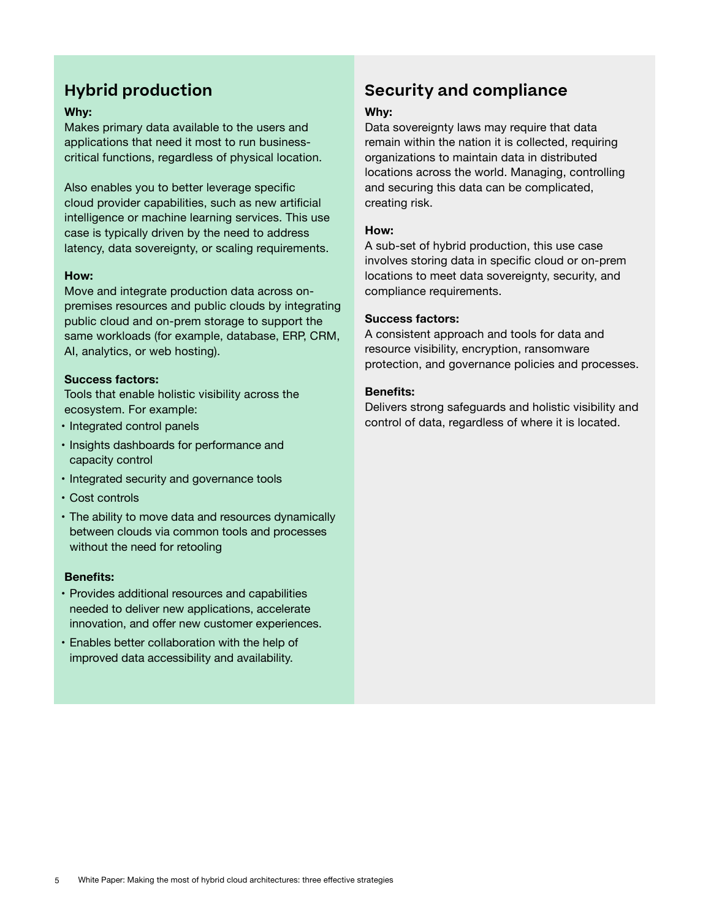## Hybrid production

**Why:**
Makes primary data available to the users and applications that need it most to run business-critical functions, regardless of physical location.

Also enables you to better leverage specific cloud provider capabilities, such as new artificial intelligence or machine learning services. This use case is typically driven by the need to address latency, data sovereignty, or scaling requirements.

**How:**
Move and integrate production data across on-premises resources and public clouds by integrating public cloud and on-prem storage to support the same workloads (for example, database, ERP, CRM, AI, analytics, or web hosting).

**Success factors:**
Tools that enable holistic visibility across the ecosystem. For example:

- Integrated control panels
- Insights dashboards for performance and capacity control
- Integrated security and governance tools
- Cost controls
- The ability to move data and resources dynamically between clouds via common tools and processes without the need for retooling

**Benefits:**

- Provides additional resources and capabilities needed to deliver new applications, accelerate innovation, and offer new customer experiences.
- Enables better collaboration with the help of improved data accessibility and availability.

## Security and compliance

**Why:**
Data sovereignty laws may require that data remain within the nation it is collected, requiring organizations to maintain data in distributed locations across the world. Managing, controlling and securing this data can be complicated, creating risk.

**How:**
A sub-set of hybrid production, this use case involves storing data in specific cloud or on-prem locations to meet data sovereignty, security, and compliance requirements.

**Success factors:**
A consistent approach and tools for data and resource visibility, encryption, ransomware protection, and governance policies and processes.

**Benefits:**
Delivers strong safeguards and holistic visibility and control of data, regardless of where it is located.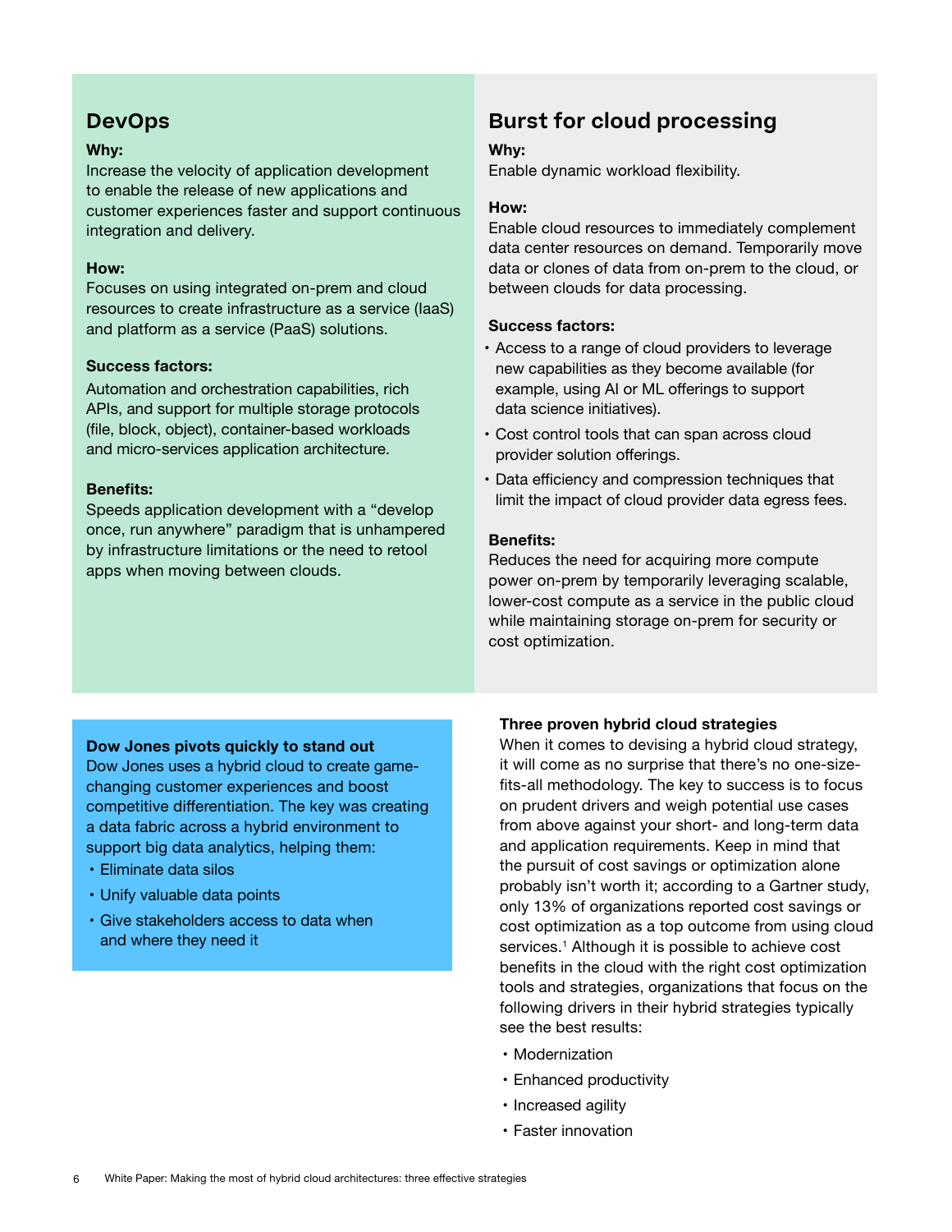## DevOps

**Why:**

Increase the velocity of application development to enable the release of new applications and customer experiences faster and support continuous integration and delivery.

**How:**

Focuses on using integrated on-prem and cloud resources to create infrastructure as a service (IaaS) and platform as a service (PaaS) solutions.

**Success factors:**

Automation and orchestration capabilities, rich APIs, and support for multiple storage protocols (file, block, object), container-based workloads and micro-services application architecture.

**Benefits:**

Speeds application development with a "develop once, run anywhere" paradigm that is unhampered by infrastructure limitations or the need to retool apps when moving between clouds.

## Burst for cloud processing

**Why:**

Enable dynamic workload flexibility.

**How:**

Enable cloud resources to immediately complement data center resources on demand. Temporarily move data or clones of data from on-prem to the cloud, or between clouds for data processing.

**Success factors:**

- Access to a range of cloud providers to leverage new capabilities as they become available (for example, using AI or ML offerings to support data science initiatives).
- Cost control tools that can span across cloud provider solution offerings.
- Data efficiency and compression techniques that limit the impact of cloud provider data egress fees.

**Benefits:**

Reduces the need for acquiring more compute power on-prem by temporarily leveraging scalable, lower-cost compute as a service in the public cloud while maintaining storage on-prem for security or cost optimization.

**Dow Jones pivots quickly to stand out**

Dow Jones uses a hybrid cloud to create game-changing customer experiences and boost competitive differentiation. The key was creating a data fabric across a hybrid environment to support big data analytics, helping them:

- Eliminate data silos
- Unify valuable data points
- Give stakeholders access to data when and where they need it

**Three proven hybrid cloud strategies**

When it comes to devising a hybrid cloud strategy, it will come as no surprise that there's no one-size-fits-all methodology. The key to success is to focus on prudent drivers and weigh potential use cases from above against your short- and long-term data and application requirements. Keep in mind that the pursuit of cost savings or optimization alone probably isn't worth it; according to a Gartner study, only 13% of organizations reported cost savings or cost optimization as a top outcome from using cloud services.[1] Although it is possible to achieve cost benefits in the cloud with the right cost optimization tools and strategies, organizations that focus on the following drivers in their hybrid strategies typically see the best results:

- Modernization
- Enhanced productivity
- Increased agility
- Faster innovation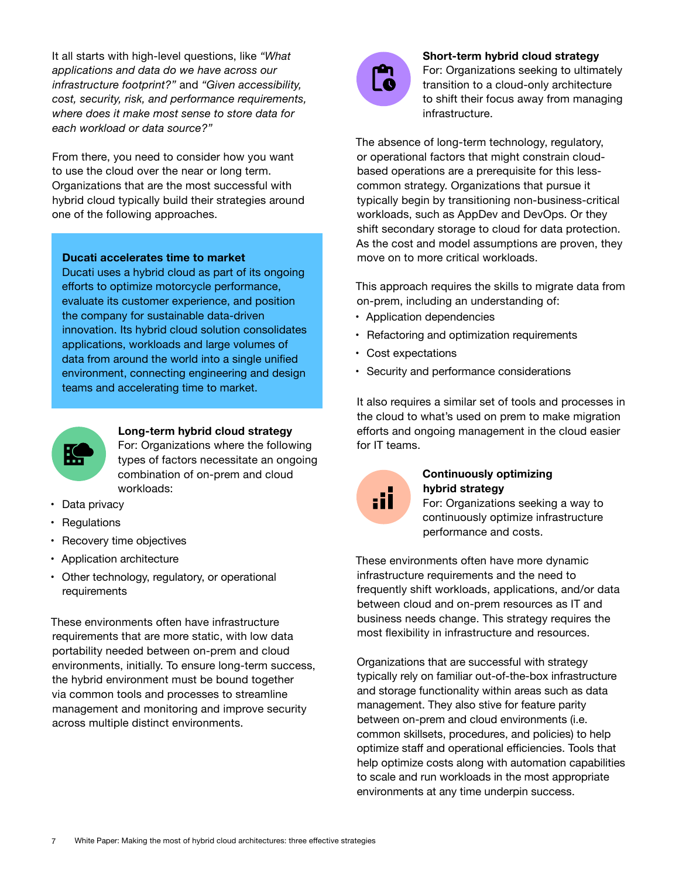It all starts with high-level questions, like *"What applications and data do we have across our infrastructure footprint?"* and *"Given accessibility, cost, security, risk, and performance requirements, where does it make most sense to store data for each workload or data source?"*

From there, you need to consider how you want to use the cloud over the near or long term. Organizations that are the most successful with hybrid cloud typically build their strategies around one of the following approaches.

**Ducati accelerates time to market**
Ducati uses a hybrid cloud as part of its ongoing efforts to optimize motorcycle performance, evaluate its customer experience, and position the company for sustainable data-driven innovation. Its hybrid cloud solution consolidates applications, workloads and large volumes of data from around the world into a single unified environment, connecting engineering and design teams and accelerating time to market.

### Long-term hybrid cloud strategy

For: Organizations where the following types of factors necessitate an ongoing combination of on-prem and cloud workloads:

- Data privacy
- Regulations
- Recovery time objectives
- Application architecture
- Other technology, regulatory, or operational requirements

These environments often have infrastructure requirements that are more static, with low data portability needed between on-prem and cloud environments, initially. To ensure long-term success, the hybrid environment must be bound together via common tools and processes to streamline management and monitoring and improve security across multiple distinct environments.

### Short-term hybrid cloud strategy

For: Organizations seeking to ultimately transition to a cloud-only architecture to shift their focus away from managing infrastructure.

The absence of long-term technology, regulatory, or operational factors that might constrain cloud-based operations are a prerequisite for this less-common strategy. Organizations that pursue it typically begin by transitioning non-business-critical workloads, such as AppDev and DevOps. Or they shift secondary storage to cloud for data protection. As the cost and model assumptions are proven, they move on to more critical workloads.

This approach requires the skills to migrate data from on-prem, including an understanding of:

- Application dependencies
- Refactoring and optimization requirements
- Cost expectations
- Security and performance considerations

It also requires a similar set of tools and processes in the cloud to what's used on prem to make migration efforts and ongoing management in the cloud easier for IT teams.

### Continuously optimizing hybrid strategy

For: Organizations seeking a way to continuously optimize infrastructure performance and costs.

These environments often have more dynamic infrastructure requirements and the need to frequently shift workloads, applications, and/or data between cloud and on-prem resources as IT and business needs change. This strategy requires the most flexibility in infrastructure and resources.

Organizations that are successful with strategy typically rely on familiar out-of-the-box infrastructure and storage functionality within areas such as data management. They also stive for feature parity between on-prem and cloud environments (i.e. common skillsets, procedures, and policies) to help optimize staff and operational efficiencies. Tools that help optimize costs along with automation capabilities to scale and run workloads in the most appropriate environments at any time underpin success.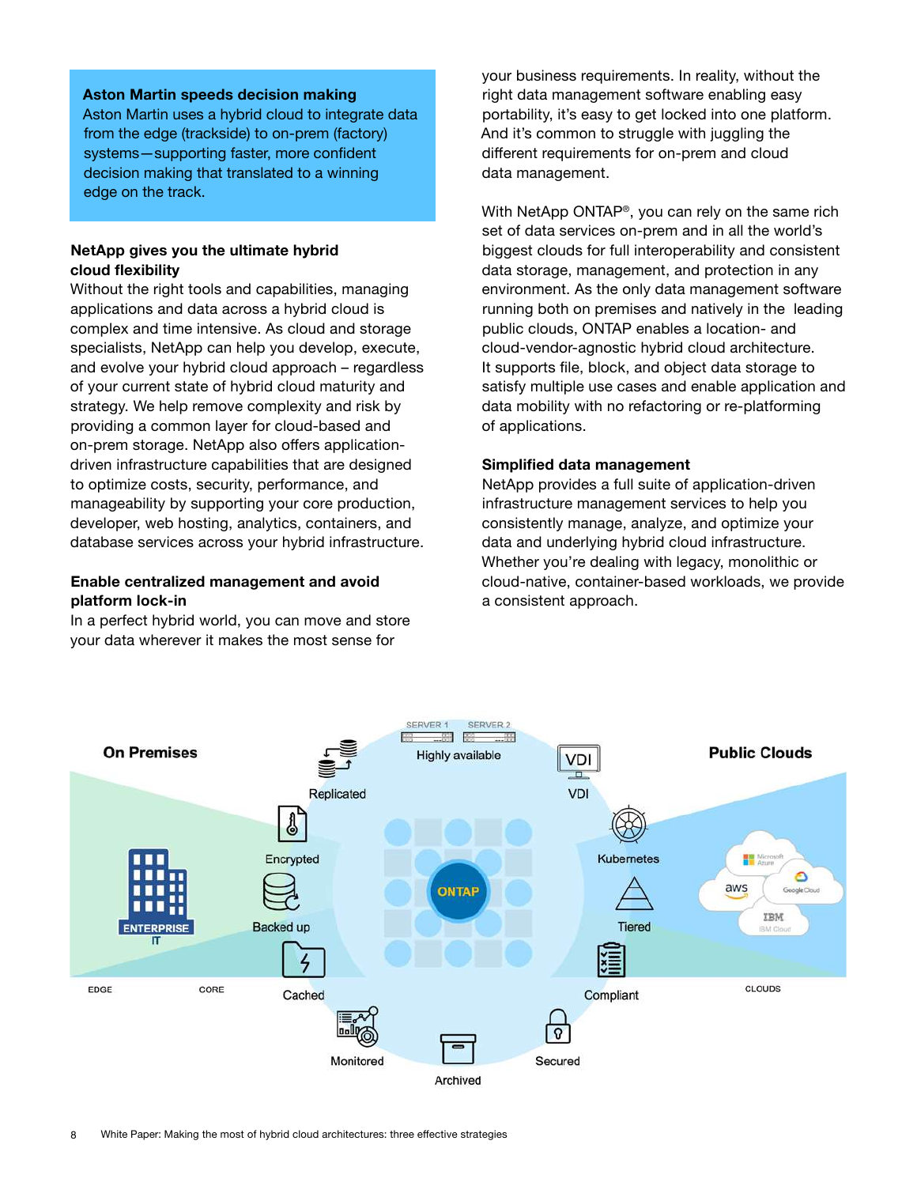**Aston Martin speeds decision making**

Aston Martin uses a hybrid cloud to integrate data from the edge (trackside) to on-prem (factory) systems—supporting faster, more confident decision making that translated to a winning edge on the track.

### NetApp gives you the ultimate hybrid cloud flexibility

Without the right tools and capabilities, managing applications and data across a hybrid cloud is complex and time intensive. As cloud and storage specialists, NetApp can help you develop, execute, and evolve your hybrid cloud approach – regardless of your current state of hybrid cloud maturity and strategy. We help remove complexity and risk by providing a common layer for cloud-based and on-prem storage. NetApp also offers application-driven infrastructure capabilities that are designed to optimize costs, security, performance, and manageability by supporting your core production, developer, web hosting, analytics, containers, and database services across your hybrid infrastructure.

### Enable centralized management and avoid platform lock-in

In a perfect hybrid world, you can move and store your data wherever it makes the most sense for your business requirements. In reality, without the right data management software enabling easy portability, it's easy to get locked into one platform. And it's common to struggle with juggling the different requirements for on-prem and cloud data management.

With NetApp ONTAP®, you can rely on the same rich set of data services on-prem and in all the world's biggest clouds for full interoperability and consistent data storage, management, and protection in any environment. As the only data management software running both on premises and natively in the leading public clouds, ONTAP enables a location- and cloud-vendor-agnostic hybrid cloud architecture. It supports file, block, and object data storage to satisfy multiple use cases and enable application and data mobility with no refactoring or re-platforming of applications.

### Simplified data management

NetApp provides a full suite of application-driven infrastructure management services to help you consistently manage, analyze, and optimize your data and underlying hybrid cloud infrastructure. Whether you're dealing with legacy, monolithic or cloud-native, container-based workloads, we provide a consistent approach.

On Premises | Public Clouds

SERVER 1 | SERVER 2 | Highly available | VDI | Replicated | Encrypted | Backed up | Cached | Monitored | Archived | Secured | Compliant | Tiered | Kubernetes | ONTAP

ENTERPRISE IT | Microsoft Azure | aws | Google Cloud | IBM Cloud

EDGE | CORE | CLOUDS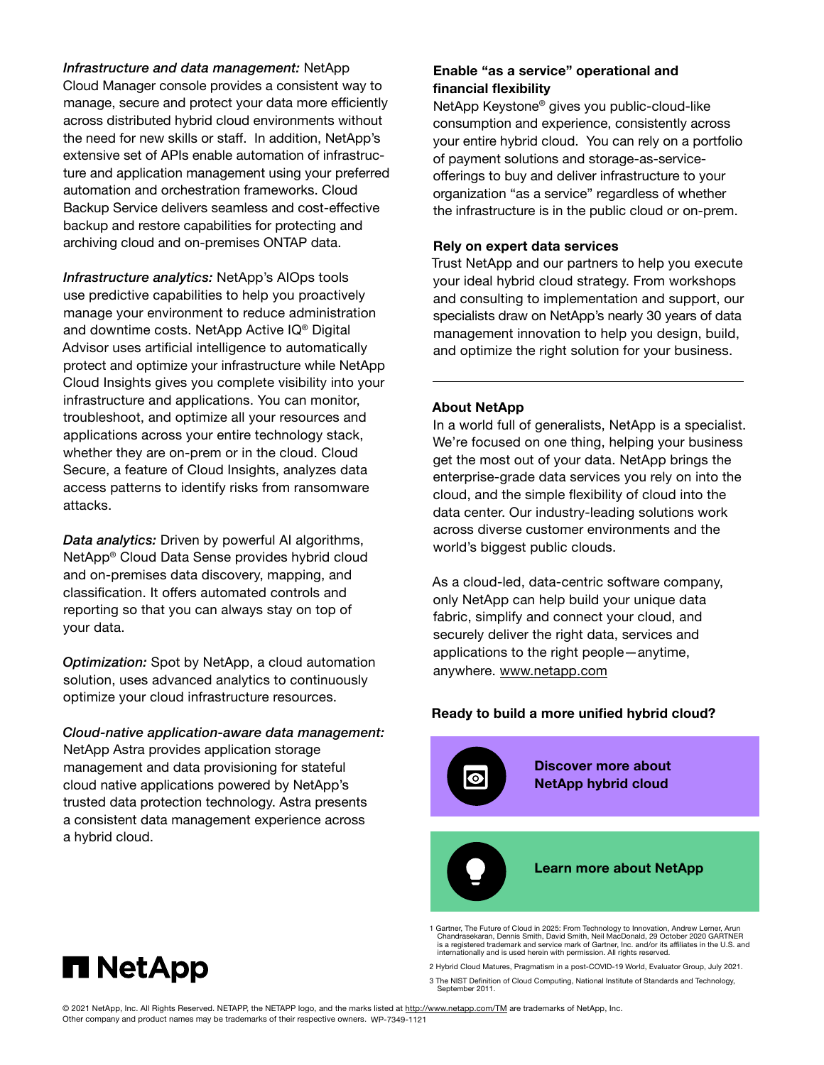*Infrastructure and data management:* NetApp Cloud Manager console provides a consistent way to manage, secure and protect your data more efficiently across distributed hybrid cloud environments without the need for new skills or staff. In addition, NetApp's extensive set of APIs enable automation of infrastructure and application management using your preferred automation and orchestration frameworks. Cloud Backup Service delivers seamless and cost-effective backup and restore capabilities for protecting and archiving cloud and on-premises ONTAP data.

*Infrastructure analytics:* NetApp's AIOps tools use predictive capabilities to help you proactively manage your environment to reduce administration and downtime costs. NetApp Active IQ® Digital Advisor uses artificial intelligence to automatically protect and optimize your infrastructure while NetApp Cloud Insights gives you complete visibility into your infrastructure and applications. You can monitor, troubleshoot, and optimize all your resources and applications across your entire technology stack, whether they are on-prem or in the cloud. Cloud Secure, a feature of Cloud Insights, analyzes data access patterns to identify risks from ransomware attacks.

*Data analytics:* Driven by powerful AI algorithms, NetApp® Cloud Data Sense provides hybrid cloud and on-premises data discovery, mapping, and classification. It offers automated controls and reporting so that you can always stay on top of your data.

*Optimization:* Spot by NetApp, a cloud automation solution, uses advanced analytics to continuously optimize your cloud infrastructure resources.

*Cloud-native application-aware data management:* NetApp Astra provides application storage management and data provisioning for stateful cloud native applications powered by NetApp's trusted data protection technology. Astra presents a consistent data management experience across a hybrid cloud.

**Enable "as a service" operational and financial flexibility**

NetApp Keystone® gives you public-cloud-like consumption and experience, consistently across your entire hybrid cloud. You can rely on a portfolio of payment solutions and storage-as-service-offerings to buy and deliver infrastructure to your organization "as a service" regardless of whether the infrastructure is in the public cloud or on-prem.

**Rely on expert data services**

Trust NetApp and our partners to help you execute your ideal hybrid cloud strategy. From workshops and consulting to implementation and support, our specialists draw on NetApp's nearly 30 years of data management innovation to help you design, build, and optimize the right solution for your business.

---

**About NetApp**

In a world full of generalists, NetApp is a specialist. We're focused on one thing, helping your business get the most out of your data. NetApp brings the enterprise-grade data services you rely on into the cloud, and the simple flexibility of cloud into the data center. Our industry-leading solutions work across diverse customer environments and the world's biggest public clouds.

As a cloud-led, data-centric software company, only NetApp can help build your unique data fabric, simplify and connect your cloud, and securely deliver the right data, services and applications to the right people—anytime, anywhere. www.netapp.com

**Ready to build a more unified hybrid cloud?**

**Discover more about NetApp hybrid cloud**

**Learn more about NetApp**

1 Gartner, The Future of Cloud in 2025: From Technology to Innovation, Andrew Lerner, Arun Chandrasekaran, Dennis Smith, David Smith, Neil MacDonald, 29 October 2020 GARTNER is a registered trademark and service mark of Gartner, Inc. and/or its affiliates in the U.S. and internationally and is used herein with permission. All rights reserved.

2 Hybrid Cloud Matures, Pragmatism in a post-COVID-19 World, Evaluator Group, July 2021.

3 The NIST Definition of Cloud Computing, National Institute of Standards and Technology, September 2011.

NetApp

© 2021 NetApp, Inc. All Rights Reserved. NETAPP, the NETAPP logo, and the marks listed at http://www.netapp.com/TM are trademarks of NetApp, Inc. Other company and product names may be trademarks of their respective owners. WP-7349-1121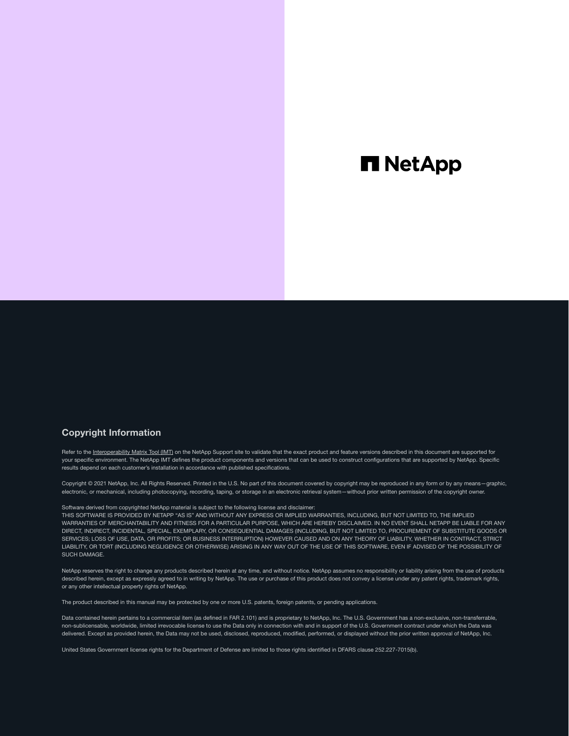## Copyright Information

Refer to the Interoperability Matrix Tool (IMT) on the NetApp Support site to validate that the exact product and feature versions described in this document are supported for your specific environment. The NetApp IMT defines the product components and versions that can be used to construct configurations that are supported by NetApp. Specific results depend on each customer's installation in accordance with published specifications.

Copyright © 2021 NetApp, Inc. All Rights Reserved. Printed in the U.S. No part of this document covered by copyright may be reproduced in any form or by any means—graphic, electronic, or mechanical, including photocopying, recording, taping, or storage in an electronic retrieval system—without prior written permission of the copyright owner.

Software derived from copyrighted NetApp material is subject to the following license and disclaimer:
THIS SOFTWARE IS PROVIDED BY NETAPP "AS IS" AND WITHOUT ANY EXPRESS OR IMPLIED WARRANTIES, INCLUDING, BUT NOT LIMITED TO, THE IMPLIED WARRANTIES OF MERCHANTABILITY AND FITNESS FOR A PARTICULAR PURPOSE, WHICH ARE HEREBY DISCLAIMED. IN NO EVENT SHALL NETAPP BE LIABLE FOR ANY DIRECT, INDIRECT, INCIDENTAL, SPECIAL, EXEMPLARY, OR CONSEQUENTIAL DAMAGES (INCLUDING, BUT NOT LIMITED TO, PROCUREMENT OF SUBSTITUTE GOODS OR SERVICES; LOSS OF USE, DATA, OR PROFITS; OR BUSINESS INTERRUPTION) HOWEVER CAUSED AND ON ANY THEORY OF LIABILITY, WHETHER IN CONTRACT, STRICT LIABILITY, OR TORT (INCLUDING NEGLIGENCE OR OTHERWISE) ARISING IN ANY WAY OUT OF THE USE OF THIS SOFTWARE, EVEN IF ADVISED OF THE POSSIBILITY OF SUCH DAMAGE.

NetApp reserves the right to change any products described herein at any time, and without notice. NetApp assumes no responsibility or liability arising from the use of products described herein, except as expressly agreed to in writing by NetApp. The use or purchase of this product does not convey a license under any patent rights, trademark rights, or any other intellectual property rights of NetApp.

The product described in this manual may be protected by one or more U.S. patents, foreign patents, or pending applications.

Data contained herein pertains to a commercial item (as defined in FAR 2.101) and is proprietary to NetApp, Inc. The U.S. Government has a non-exclusive, non-transferrable, non-sublicensable, worldwide, limited irrevocable license to use the Data only in connection with and in support of the U.S. Government contract under which the Data was delivered. Except as provided herein, the Data may not be used, disclosed, reproduced, modified, performed, or displayed without the prior written approval of NetApp, Inc.

United States Government license rights for the Department of Defense are limited to those rights identified in DFARS clause 252.227-7015(b).